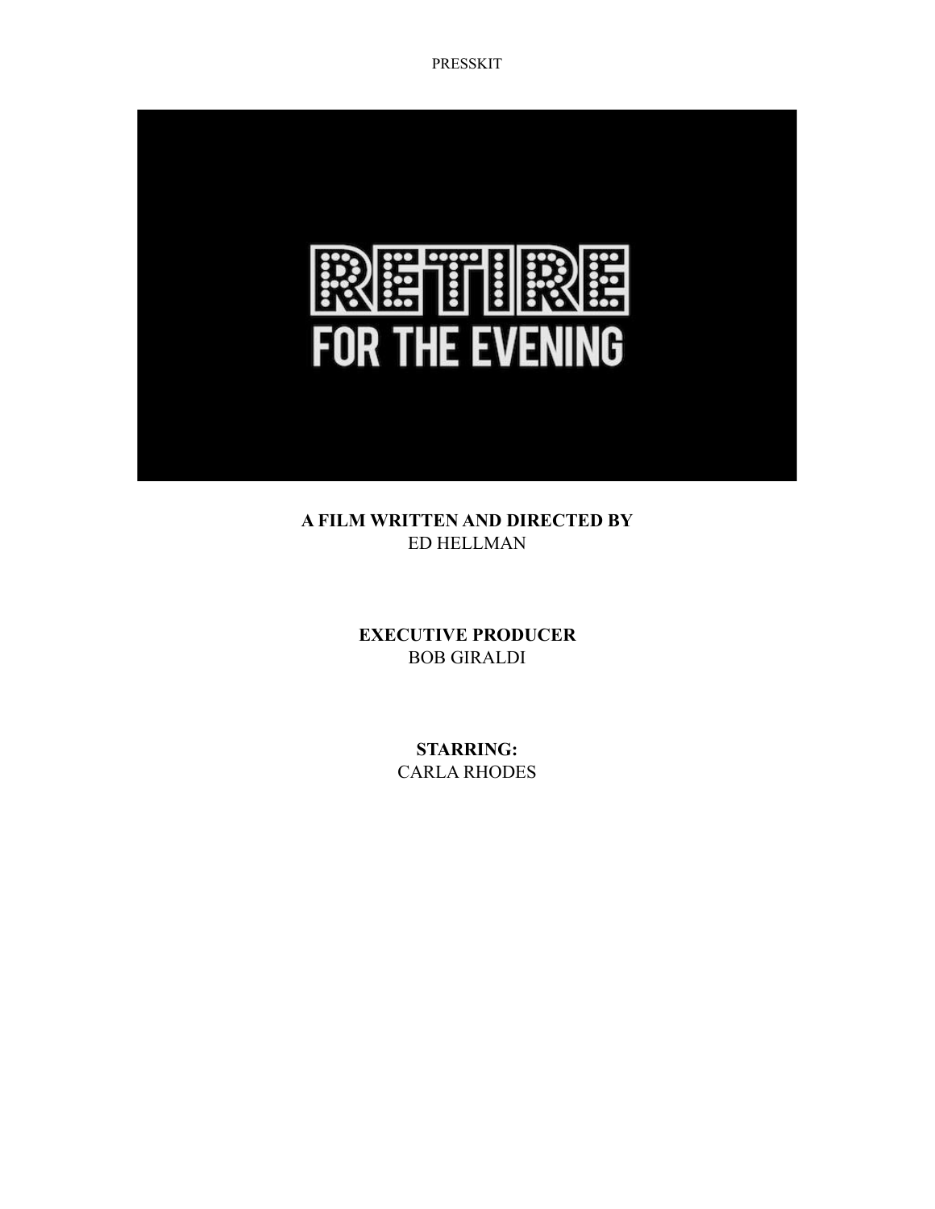PRESSKIT

# RETIRE FOR THE EVENING

**A FILM WRITTEN AND DIRECTED BY**
ED HELLMAN

**EXECUTIVE PRODUCER**
BOB GIRALDI

**STARRING:**
CARLA RHODES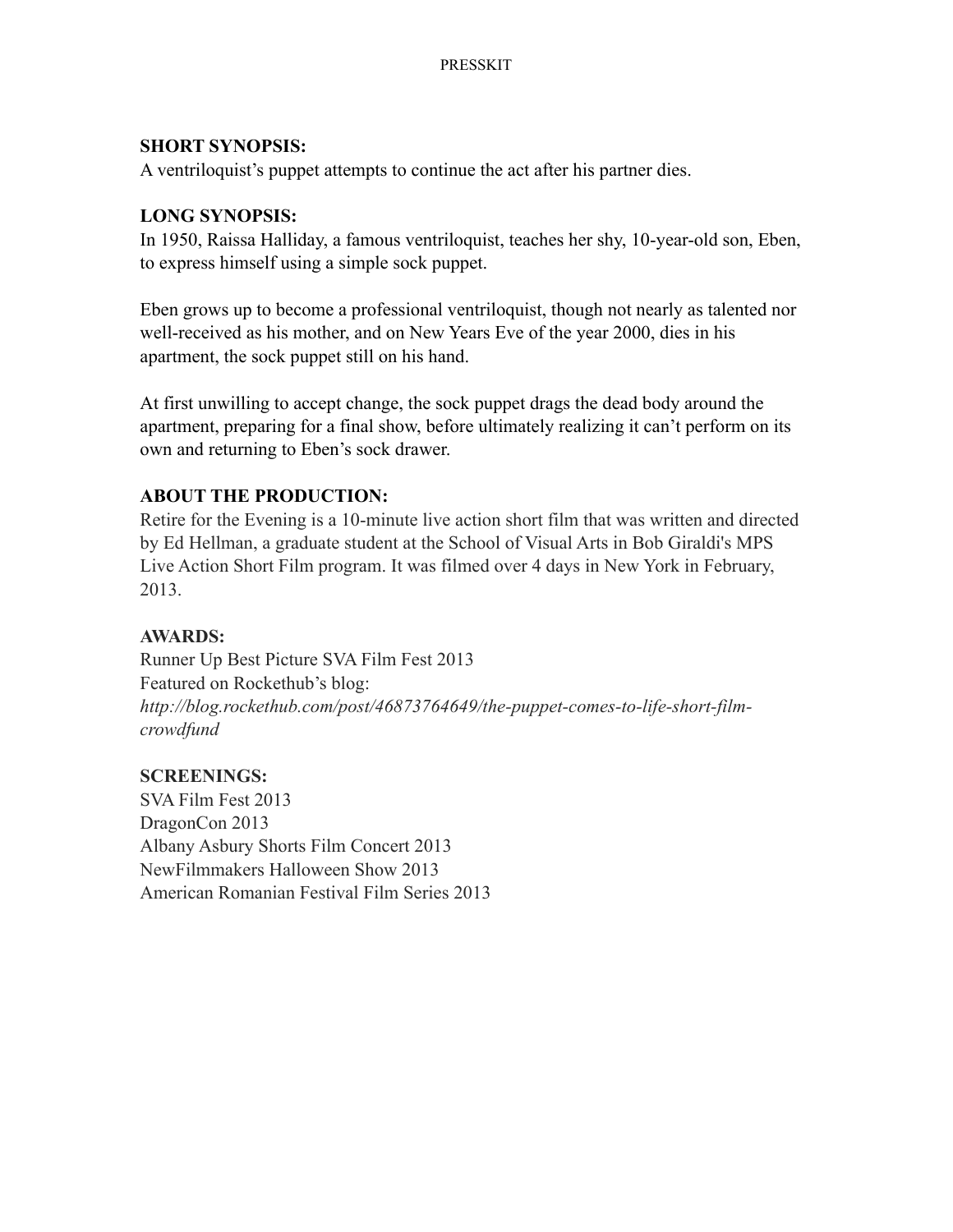**SHORT SYNOPSIS:**
A ventriloquist's puppet attempts to continue the act after his partner dies.

**LONG SYNOPSIS:**
In 1950, Raissa Halliday, a famous ventriloquist, teaches her shy, 10-year-old son, Eben, to express himself using a simple sock puppet.

Eben grows up to become a professional ventriloquist, though not nearly as talented nor well-received as his mother, and on New Years Eve of the year 2000, dies in his apartment, the sock puppet still on his hand.

At first unwilling to accept change, the sock puppet drags the dead body around the apartment, preparing for a final show, before ultimately realizing it can't perform on its own and returning to Eben's sock drawer.

**ABOUT THE PRODUCTION:**
Retire for the Evening is a 10-minute live action short film that was written and directed by Ed Hellman, a graduate student at the School of Visual Arts in Bob Giraldi's MPS Live Action Short Film program. It was filmed over 4 days in New York in February, 2013.

**AWARDS:**
Runner Up Best Picture SVA Film Fest 2013
Featured on Rockethub's blog:
*http://blog.rockethub.com/post/46873764649/the-puppet-comes-to-life-short-film-crowdfund*

**SCREENINGS:**
SVA Film Fest 2013
DragonCon 2013
Albany Asbury Shorts Film Concert 2013
NewFilmmakers Halloween Show 2013
American Romanian Festival Film Series 2013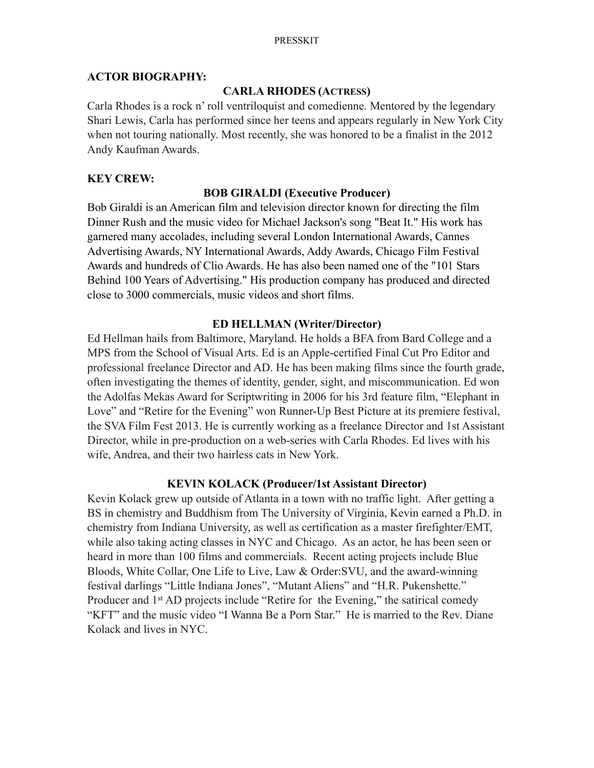## ACTOR BIOGRAPHY:

### CARLA RHODES (ACTRESS)

Carla Rhodes is a rock n' roll ventriloquist and comedienne. Mentored by the legendary Shari Lewis, Carla has performed since her teens and appears regularly in New York City when not touring nationally. Most recently, she was honored to be a finalist in the 2012 Andy Kaufman Awards.

## KEY CREW:

### BOB GIRALDI (Executive Producer)

Bob Giraldi is an American film and television director known for directing the film Dinner Rush and the music video for Michael Jackson's song "Beat It." His work has garnered many accolades, including several London International Awards, Cannes Advertising Awards, NY International Awards, Addy Awards, Chicago Film Festival Awards and hundreds of Clio Awards. He has also been named one of the "101 Stars Behind 100 Years of Advertising." His production company has produced and directed close to 3000 commercials, music videos and short films.

### ED HELLMAN (Writer/Director)

Ed Hellman hails from Baltimore, Maryland. He holds a BFA from Bard College and a MPS from the School of Visual Arts. Ed is an Apple-certified Final Cut Pro Editor and professional freelance Director and AD. He has been making films since the fourth grade, often investigating the themes of identity, gender, sight, and miscommunication. Ed won the Adolfas Mekas Award for Scriptwriting in 2006 for his 3rd feature film, "Elephant in Love" and "Retire for the Evening" won Runner-Up Best Picture at its premiere festival, the SVA Film Fest 2013. He is currently working as a freelance Director and 1st Assistant Director, while in pre-production on a web-series with Carla Rhodes. Ed lives with his wife, Andrea, and their two hairless cats in New York.

### KEVIN KOLACK (Producer/1st Assistant Director)

Kevin Kolack grew up outside of Atlanta in a town with no traffic light. After getting a BS in chemistry and Buddhism from The University of Virginia, Kevin earned a Ph.D. in chemistry from Indiana University, as well as certification as a master firefighter/EMT, while also taking acting classes in NYC and Chicago. As an actor, he has been seen or heard in more than 100 films and commercials. Recent acting projects include Blue Bloods, White Collar, One Life to Live, Law & Order:SVU, and the award-winning festival darlings "Little Indiana Jones", "Mutant Aliens" and "H.R. Pukenshette." Producer and 1st AD projects include "Retire for the Evening," the satirical comedy "KFT" and the music video "I Wanna Be a Porn Star." He is married to the Rev. Diane Kolack and lives in NYC.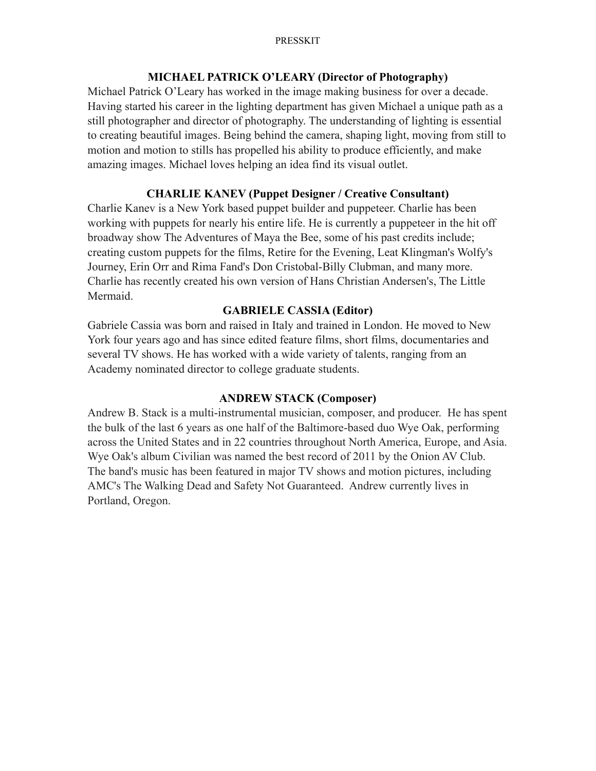## MICHAEL PATRICK O'LEARY (Director of Photography)

Michael Patrick O'Leary has worked in the image making business for over a decade. Having started his career in the lighting department has given Michael a unique path as a still photographer and director of photography. The understanding of lighting is essential to creating beautiful images. Being behind the camera, shaping light, moving from still to motion and motion to stills has propelled his ability to produce efficiently, and make amazing images. Michael loves helping an idea find its visual outlet.

## CHARLIE KANEV (Puppet Designer / Creative Consultant)

Charlie Kanev is a New York based puppet builder and puppeteer. Charlie has been working with puppets for nearly his entire life. He is currently a puppeteer in the hit off broadway show The Adventures of Maya the Bee, some of his past credits include; creating custom puppets for the films, Retire for the Evening, Leat Klingman's Wolfy's Journey, Erin Orr and Rima Fand's Don Cristobal-Billy Clubman, and many more. Charlie has recently created his own version of Hans Christian Andersen's, The Little Mermaid.

## GABRIELE CASSIA (Editor)

Gabriele Cassia was born and raised in Italy and trained in London. He moved to New York four years ago and has since edited feature films, short films, documentaries and several TV shows. He has worked with a wide variety of talents, ranging from an Academy nominated director to college graduate students.

## ANDREW STACK (Composer)

Andrew B. Stack is a multi-instrumental musician, composer, and producer. He has spent the bulk of the last 6 years as one half of the Baltimore-based duo Wye Oak, performing across the United States and in 22 countries throughout North America, Europe, and Asia. Wye Oak's album Civilian was named the best record of 2011 by the Onion AV Club. The band's music has been featured in major TV shows and motion pictures, including AMC's The Walking Dead and Safety Not Guaranteed. Andrew currently lives in Portland, Oregon.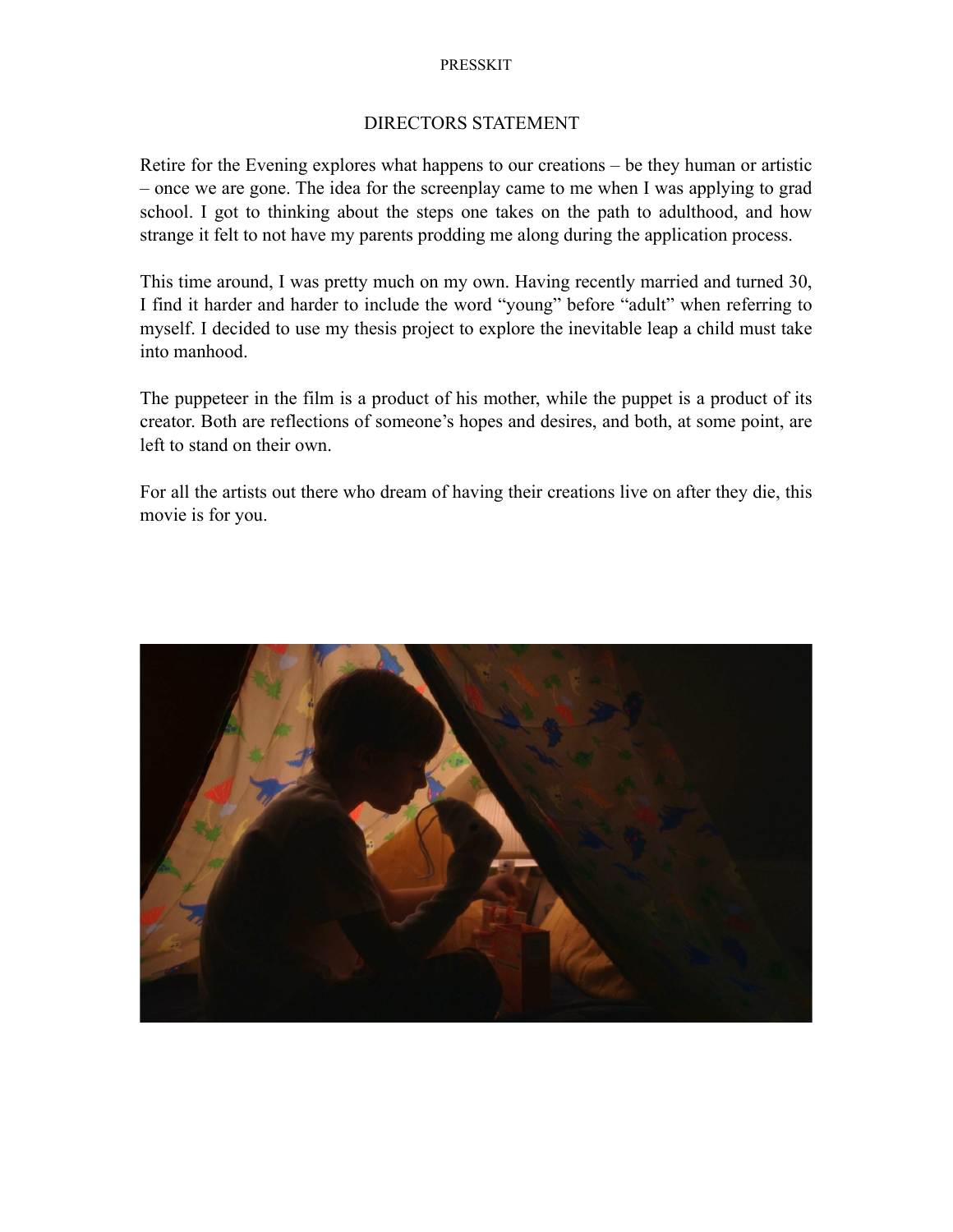PRESSKIT

## DIRECTORS STATEMENT

Retire for the Evening explores what happens to our creations – be they human or artistic – once we are gone. The idea for the screenplay came to me when I was applying to grad school. I got to thinking about the steps one takes on the path to adulthood, and how strange it felt to not have my parents prodding me along during the application process.

This time around, I was pretty much on my own. Having recently married and turned 30, I find it harder and harder to include the word "young" before "adult" when referring to myself. I decided to use my thesis project to explore the inevitable leap a child must take into manhood.

The puppeteer in the film is a product of his mother, while the puppet is a product of its creator. Both are reflections of someone's hopes and desires, and both, at some point, are left to stand on their own.

For all the artists out there who dream of having their creations live on after they die, this movie is for you.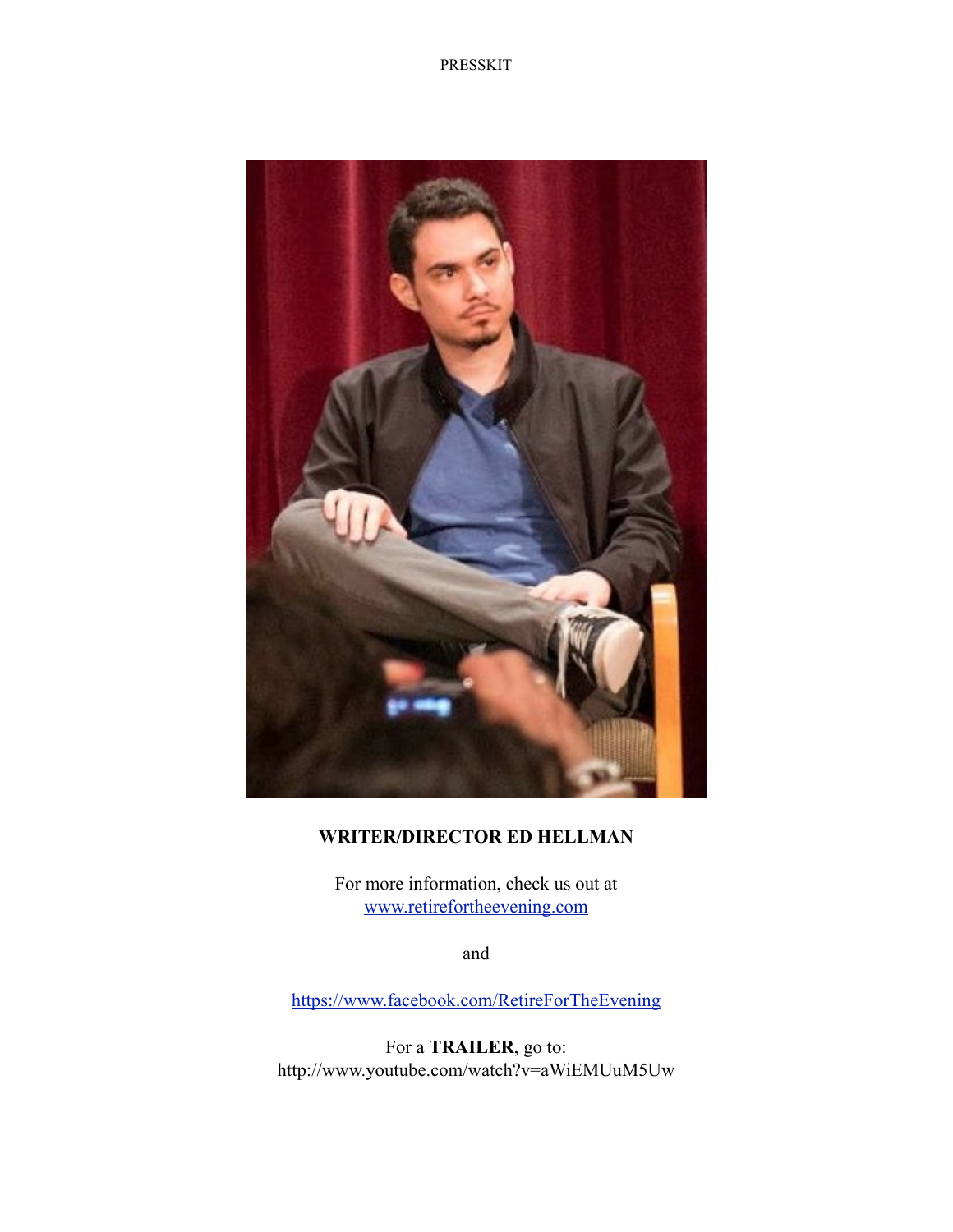**WRITER/DIRECTOR ED HELLMAN**

For more information, check us out at
[www.retirefortheevening.com](http://www.retirefortheevening.com)

and

[https://www.facebook.com/RetireForTheEvening](https://www.facebook.com/RetireForTheEvening)

For a **TRAILER**, go to:
http://www.youtube.com/watch?v=aWiEMUuM5Uw